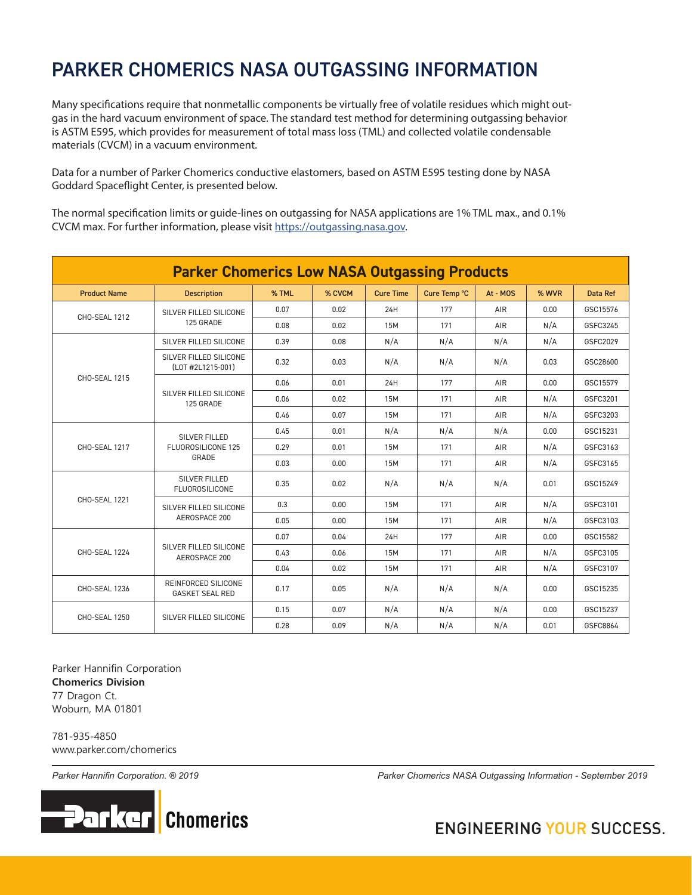# PARKER CHOMERICS NASA OUTGASSING INFORMATION

Many specifications require that nonmetallic components be virtually free of volatile residues which might outgas in the hard vacuum environment of space. The standard test method for determining outgassing behavior is ASTM E595, which provides for measurement of total mass loss (TML) and collected volatile condensable materials (CVCM) in a vacuum environment.

Data for a number of Parker Chomerics conductive elastomers, based on ASTM E595 testing done by NASA Goddard Spaceflight Center, is presented below.

The normal specification limits or guide-lines on outgassing for NASA applications are 1% TML max., and 0.1% CVCM max. For further information, please visit https://outgassing.nasa.gov.

## Parker Chomerics Low NASA Outgassing Products

| Product Name | Description | % TML | % CVCM | Cure Time | Cure Temp °C | At - MOS | % WVR | Data Ref |
|---|---|---|---|---|---|---|---|---|
| CHO-SEAL 1212 | SILVER FILLED SILICONE 125 GRADE | 0.07 | 0.02 | 24H | 177 | AIR | 0.00 | GSC15576 |
| | | 0.08 | 0.02 | 15M | 171 | AIR | N/A | GSFC3245 |
| CHO-SEAL 1215 | SILVER FILLED SILICONE | 0.39 | 0.08 | N/A | N/A | N/A | N/A | GSFC2029 |
| | SILVER FILLED SILICONE (LOT #2L1215-001) | 0.32 | 0.03 | N/A | N/A | N/A | 0.03 | GSC28600 |
| | SILVER FILLED SILICONE 125 GRADE | 0.06 | 0.01 | 24H | 177 | AIR | 0.00 | GSC15579 |
| | | 0.06 | 0.02 | 15M | 171 | AIR | N/A | GSFC3201 |
| | | 0.46 | 0.07 | 15M | 171 | AIR | N/A | GSFC3203 |
| CHO-SEAL 1217 | SILVER FILLED FLUOROSILICONE 125 GRADE | 0.45 | 0.01 | N/A | N/A | N/A | 0.00 | GSC15231 |
| | | 0.29 | 0.01 | 15M | 171 | AIR | N/A | GSFC3163 |
| | | 0.03 | 0.00 | 15M | 171 | AIR | N/A | GSFC3165 |
| CHO-SEAL 1221 | SILVER FILLED FLUOROSILICONE | 0.35 | 0.02 | N/A | N/A | N/A | 0.01 | GSC15249 |
| | SILVER FILLED SILICONE AEROSPACE 200 | 0.3 | 0.00 | 15M | 171 | AIR | N/A | GSFC3101 |
| | | 0.05 | 0.00 | 15M | 171 | AIR | N/A | GSFC3103 |
| CHO-SEAL 1224 | SILVER FILLED SILICONE AEROSPACE 200 | 0.07 | 0.04 | 24H | 177 | AIR | 0.00 | GSC15582 |
| | | 0.43 | 0.06 | 15M | 171 | AIR | N/A | GSFC3105 |
| | | 0.04 | 0.02 | 15M | 171 | AIR | N/A | GSFC3107 |
| CHO-SEAL 1236 | REINFORCED SILICONE GASKET SEAL RED | 0.17 | 0.05 | N/A | N/A | N/A | 0.00 | GSC15235 |
| CHO-SEAL 1250 | SILVER FILLED SILICONE | 0.15 | 0.07 | N/A | N/A | N/A | 0.00 | GSC15237 |
| | | 0.28 | 0.09 | N/A | N/A | N/A | 0.01 | GSFC8864 |

Parker Hannifin Corporation
**Chomerics Division**
77 Dragon Ct.
Woburn, MA 01801

781-935-4850
www.parker.com/chomerics

*Parker Hannifin Corporation. ® 2019*

*Parker Chomerics NASA Outgassing Information - September 2019*

Parker Chomerics

ENGINEERING YOUR SUCCESS.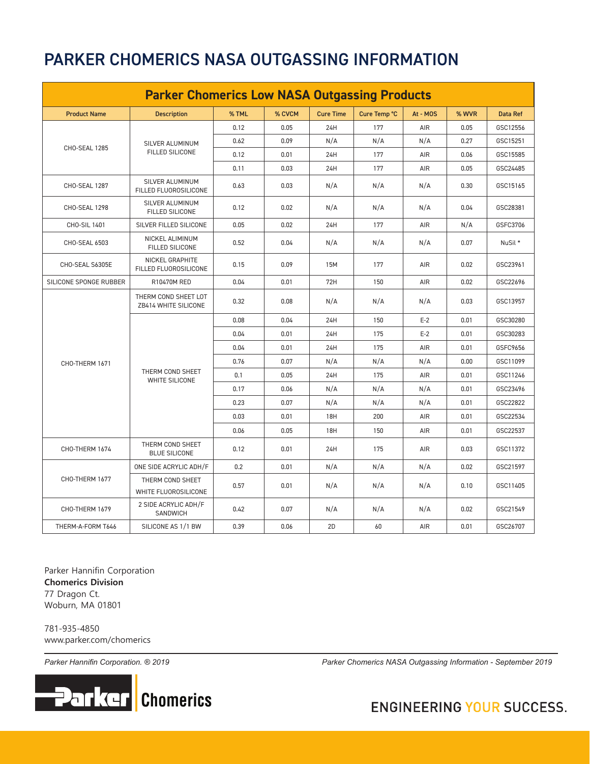# PARKER CHOMERICS NASA OUTGASSING INFORMATION

## Parker Chomerics Low NASA Outgassing Products

| Product Name | Description | % TML | % CVCM | Cure Time | Cure Temp °C | At - MOS | % WVR | Data Ref |
|---|---|---|---|---|---|---|---|---|
| CHO-SEAL 1285 | SILVER ALUMINUM FILLED SILICONE | 0.12 | 0.05 | 24H | 177 | AIR | 0.05 | GSC12556 |
| | | 0.62 | 0.09 | N/A | N/A | N/A | 0.27 | GSC15251 |
| | | 0.12 | 0.01 | 24H | 177 | AIR | 0.06 | GSC15585 |
| | | 0.11 | 0.03 | 24H | 177 | AIR | 0.05 | GSC24485 |
| CHO-SEAL 1287 | SILVER ALUMINUM FILLED FLUOROSILICONE | 0.63 | 0.03 | N/A | N/A | N/A | 0.30 | GSC15165 |
| CHO-SEAL 1298 | SILVER ALUMINUM FILLED SILICONE | 0.12 | 0.02 | N/A | N/A | N/A | 0.04 | GSC28381 |
| CHO-SIL 1401 | SILVER FILLED SILICONE | 0.05 | 0.02 | 24H | 177 | AIR | N/A | GSFC3706 |
| CHO-SEAL 6503 | NICKEL ALIMINUM FILLED SILICONE | 0.52 | 0.04 | N/A | N/A | N/A | 0.07 | NuSil * |
| CHO-SEAL S6305E | NICKEL GRAPHITE FILLED FLUOROSILICONE | 0.15 | 0.09 | 15M | 177 | AIR | 0.02 | GSC23961 |
| SILICONE SPONGE RUBBER | R10470M RED | 0.04 | 0.01 | 72H | 150 | AIR | 0.02 | GSC22696 |
| CHO-THERM 1671 | THERM COND SHEET LOT ZB414 WHITE SILICONE | 0.32 | 0.08 | N/A | N/A | N/A | 0.03 | GSC13957 |
| | THERM COND SHEET WHITE SILICONE | 0.08 | 0.04 | 24H | 150 | E-2 | 0.01 | GSC30280 |
| | | 0.04 | 0.01 | 24H | 175 | E-2 | 0.01 | GSC30283 |
| | | 0.04 | 0.01 | 24H | 175 | AIR | 0.01 | GSFC9656 |
| | | 0.76 | 0.07 | N/A | N/A | N/A | 0.00 | GSC11099 |
| | | 0.1 | 0.05 | 24H | 175 | AIR | 0.01 | GSC11246 |
| | | 0.17 | 0.06 | N/A | N/A | N/A | 0.01 | GSC23496 |
| | | 0.23 | 0.07 | N/A | N/A | N/A | 0.01 | GSC22822 |
| | | 0.03 | 0.01 | 18H | 200 | AIR | 0.01 | GSC22534 |
| | | 0.06 | 0.05 | 18H | 150 | AIR | 0.01 | GSC22537 |
| CHO-THERM 1674 | THERM COND SHEET BLUE SILICONE | 0.12 | 0.01 | 24H | 175 | AIR | 0.03 | GSC11372 |
| CHO-THERM 1677 | ONE SIDE ACRYLIC ADH/F | 0.2 | 0.01 | N/A | N/A | N/A | 0.02 | GSC21597 |
| | THERM COND SHEET WHITE FLUOROSILICONE | 0.57 | 0.01 | N/A | N/A | N/A | 0.10 | GSC11405 |
| CHO-THERM 1679 | 2 SIDE ACRYLIC ADH/F SANDWICH | 0.42 | 0.07 | N/A | N/A | N/A | 0.02 | GSC21549 |
| THERM-A-FORM T646 | SILICONE AS 1/1 BW | 0.39 | 0.06 | 2D | 60 | AIR | 0.01 | GSC26707 |

Parker Hannifin Corporation
**Chomerics Division**
77 Dragon Ct.
Woburn, MA 01801

781-935-4850
www.parker.com/chomerics

*Parker Hannifin Corporation. ® 2019*

*Parker Chomerics NASA Outgassing Information - September 2019*

Parker Chomerics

ENGINEERING YOUR SUCCESS.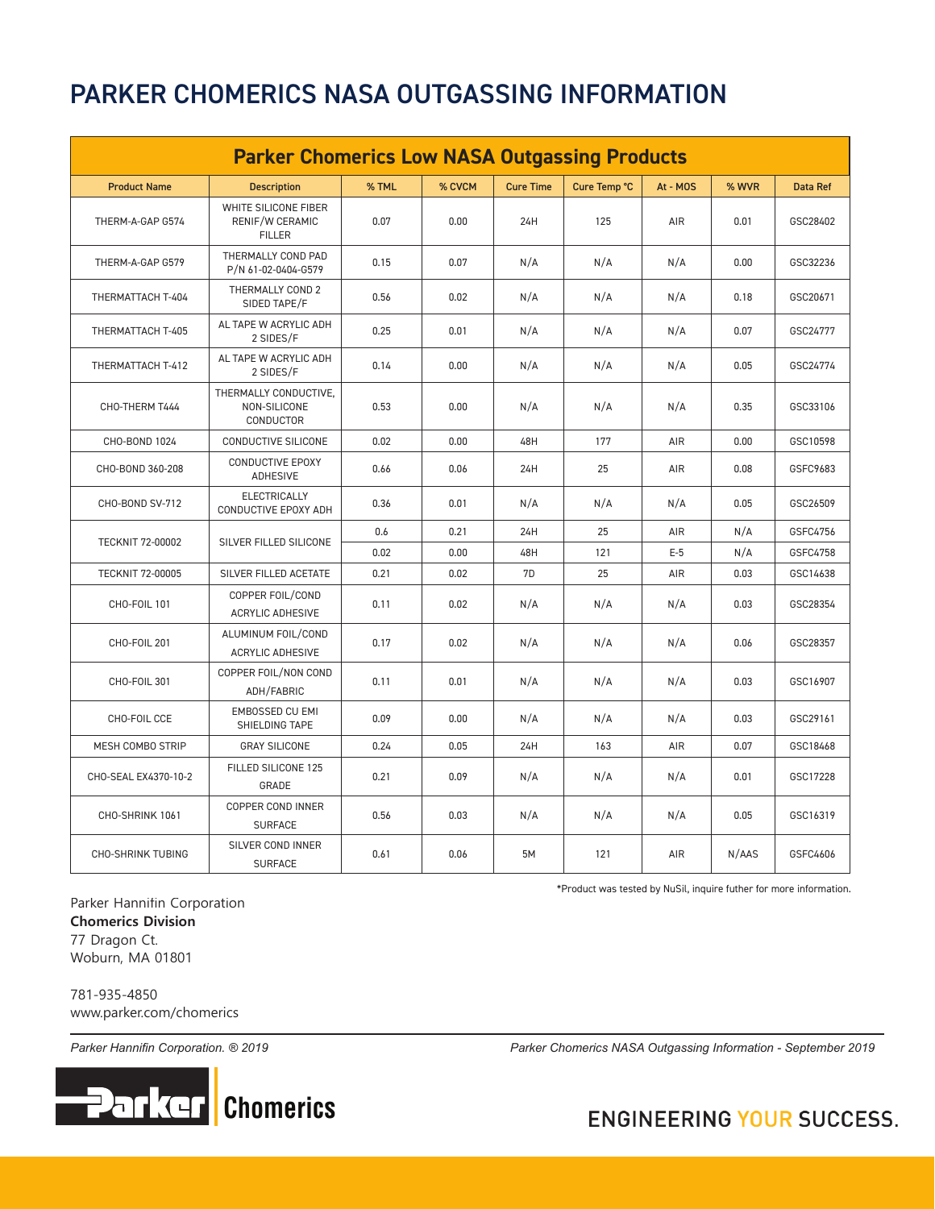# PARKER CHOMERICS NASA OUTGASSING INFORMATION

## Parker Chomerics Low NASA Outgassing Products

| Product Name | Description | % TML | % CVCM | Cure Time | Cure Temp °C | At - MOS | % WVR | Data Ref |
|---|---|---|---|---|---|---|---|---|
| THERM-A-GAP G574 | WHITE SILICONE FIBER RENIF/W CERAMIC FILLER | 0.07 | 0.00 | 24H | 125 | AIR | 0.01 | GSC28402 |
| THERM-A-GAP G579 | THERMALLY COND PAD P/N 61-02-0404-G579 | 0.15 | 0.07 | N/A | N/A | N/A | 0.00 | GSC32236 |
| THERMATTACH T-404 | THERMALLY COND 2 SIDED TAPE/F | 0.56 | 0.02 | N/A | N/A | N/A | 0.18 | GSC20671 |
| THERMATTACH T-405 | AL TAPE W ACRYLIC ADH 2 SIDES/F | 0.25 | 0.01 | N/A | N/A | N/A | 0.07 | GSC24777 |
| THERMATTACH T-412 | AL TAPE W ACRYLIC ADH 2 SIDES/F | 0.14 | 0.00 | N/A | N/A | N/A | 0.05 | GSC24774 |
| CHO-THERM T444 | THERMALLY CONDUCTIVE, NON-SILICONE CONDUCTOR | 0.53 | 0.00 | N/A | N/A | N/A | 0.35 | GSC33106 |
| CHO-BOND 1024 | CONDUCTIVE SILICONE | 0.02 | 0.00 | 48H | 177 | AIR | 0.00 | GSC10598 |
| CHO-BOND 360-208 | CONDUCTIVE EPOXY ADHESIVE | 0.66 | 0.06 | 24H | 25 | AIR | 0.08 | GSFC9683 |
| CHO-BOND SV-712 | ELECTRICALLY CONDUCTIVE EPOXY ADH | 0.36 | 0.01 | N/A | N/A | N/A | 0.05 | GSC26509 |
| TECKNIT 72-00002 | SILVER FILLED SILICONE | 0.6 | 0.21 | 24H | 25 | AIR | N/A | GSFC4756 |
| | | 0.02 | 0.00 | 48H | 121 | E-5 | N/A | GSFC4758 |
| TECKNIT 72-00005 | SILVER FILLED ACETATE | 0.21 | 0.02 | 7D | 25 | AIR | 0.03 | GSC14638 |
| CHO-FOIL 101 | COPPER FOIL/COND ACRYLIC ADHESIVE | 0.11 | 0.02 | N/A | N/A | N/A | 0.03 | GSC28354 |
| CHO-FOIL 201 | ALUMINUM FOIL/COND ACRYLIC ADHESIVE | 0.17 | 0.02 | N/A | N/A | N/A | 0.06 | GSC28357 |
| CHO-FOIL 301 | COPPER FOIL/NON COND ADH/FABRIC | 0.11 | 0.01 | N/A | N/A | N/A | 0.03 | GSC16907 |
| CHO-FOIL CCE | EMBOSSED CU EMI SHIELDING TAPE | 0.09 | 0.00 | N/A | N/A | N/A | 0.03 | GSC29161 |
| MESH COMBO STRIP | GRAY SILICONE | 0.24 | 0.05 | 24H | 163 | AIR | 0.07 | GSC18468 |
| CHO-SEAL EX4370-10-2 | FILLED SILICONE 125 GRADE | 0.21 | 0.09 | N/A | N/A | N/A | 0.01 | GSC17228 |
| CHO-SHRINK 1061 | COPPER COND INNER SURFACE | 0.56 | 0.03 | N/A | N/A | N/A | 0.05 | GSC16319 |
| CHO-SHRINK TUBING | SILVER COND INNER SURFACE | 0.61 | 0.06 | 5M | 121 | AIR | N/AAS | GSFC4606 |

*Product was tested by NuSil, inquire futher for more information.

Parker Hannifin Corporation
**Chomerics Division**
77 Dragon Ct.
Woburn, MA 01801

781-935-4850
www.parker.com/chomerics

*Parker Hannifin Corporation. ® 2019*

*Parker Chomerics NASA Outgassing Information - September 2019*

Parker Chomerics

ENGINEERING YOUR SUCCESS.